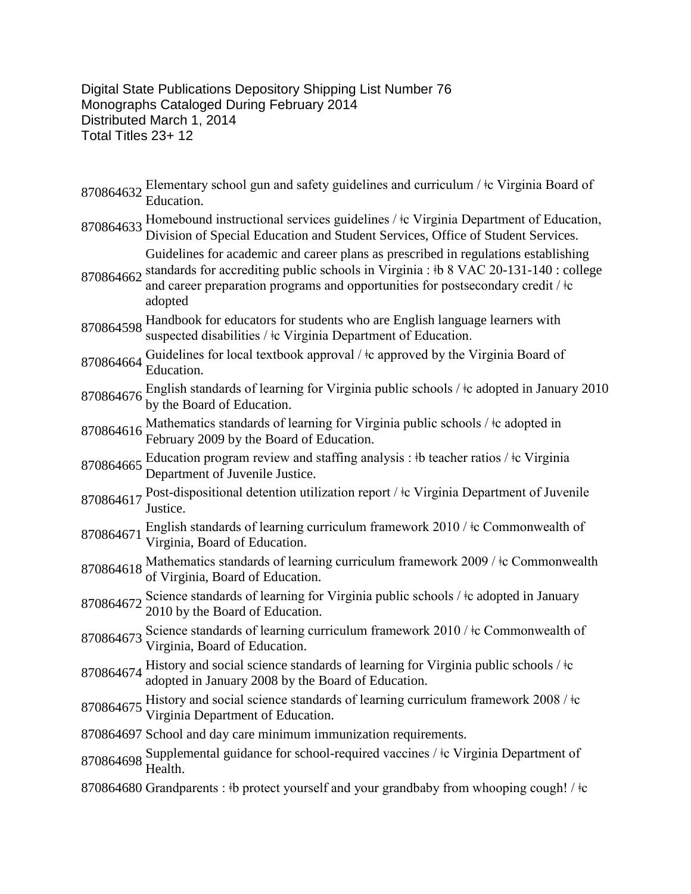Digital State Publications Depository Shipping List Number 76
Monographs Cataloged During February 2014
Distributed March 1, 2014
Total Titles 23+ 12

870864632 Elementary school gun and safety guidelines and curriculum / ǂc Virginia Board of Education.

870864633 Homebound instructional services guidelines / ǂc Virginia Department of Education, Division of Special Education and Student Services, Office of Student Services.

870864662 Guidelines for academic and career plans as prescribed in regulations establishing standards for accrediting public schools in Virginia : ǂb 8 VAC 20-131-140 : college and career preparation programs and opportunities for postsecondary credit / ǂc adopted

870864598 Handbook for educators for students who are English language learners with suspected disabilities / ǂc Virginia Department of Education.

870864664 Guidelines for local textbook approval / ǂc approved by the Virginia Board of Education.

870864676 English standards of learning for Virginia public schools / ǂc adopted in January 2010 by the Board of Education.

870864616 Mathematics standards of learning for Virginia public schools / ǂc adopted in February 2009 by the Board of Education.

870864665 Education program review and staffing analysis : ǂb teacher ratios / ǂc Virginia Department of Juvenile Justice.

870864617 Post-dispositional detention utilization report / ǂc Virginia Department of Juvenile Justice.

870864671 English standards of learning curriculum framework 2010 / ǂc Commonwealth of Virginia, Board of Education.

870864618 Mathematics standards of learning curriculum framework 2009 / ǂc Commonwealth of Virginia, Board of Education.

870864672 Science standards of learning for Virginia public schools / ǂc adopted in January 2010 by the Board of Education.

870864673 Science standards of learning curriculum framework 2010 / ǂc Commonwealth of Virginia, Board of Education.

870864674 History and social science standards of learning for Virginia public schools / ǂc adopted in January 2008 by the Board of Education.

870864675 History and social science standards of learning curriculum framework 2008 / ǂc Virginia Department of Education.

870864697 School and day care minimum immunization requirements.

870864698 Supplemental guidance for school-required vaccines / ǂc Virginia Department of Health.

870864680 Grandparents : ǂb protect yourself and your grandbaby from whooping cough! / ǂc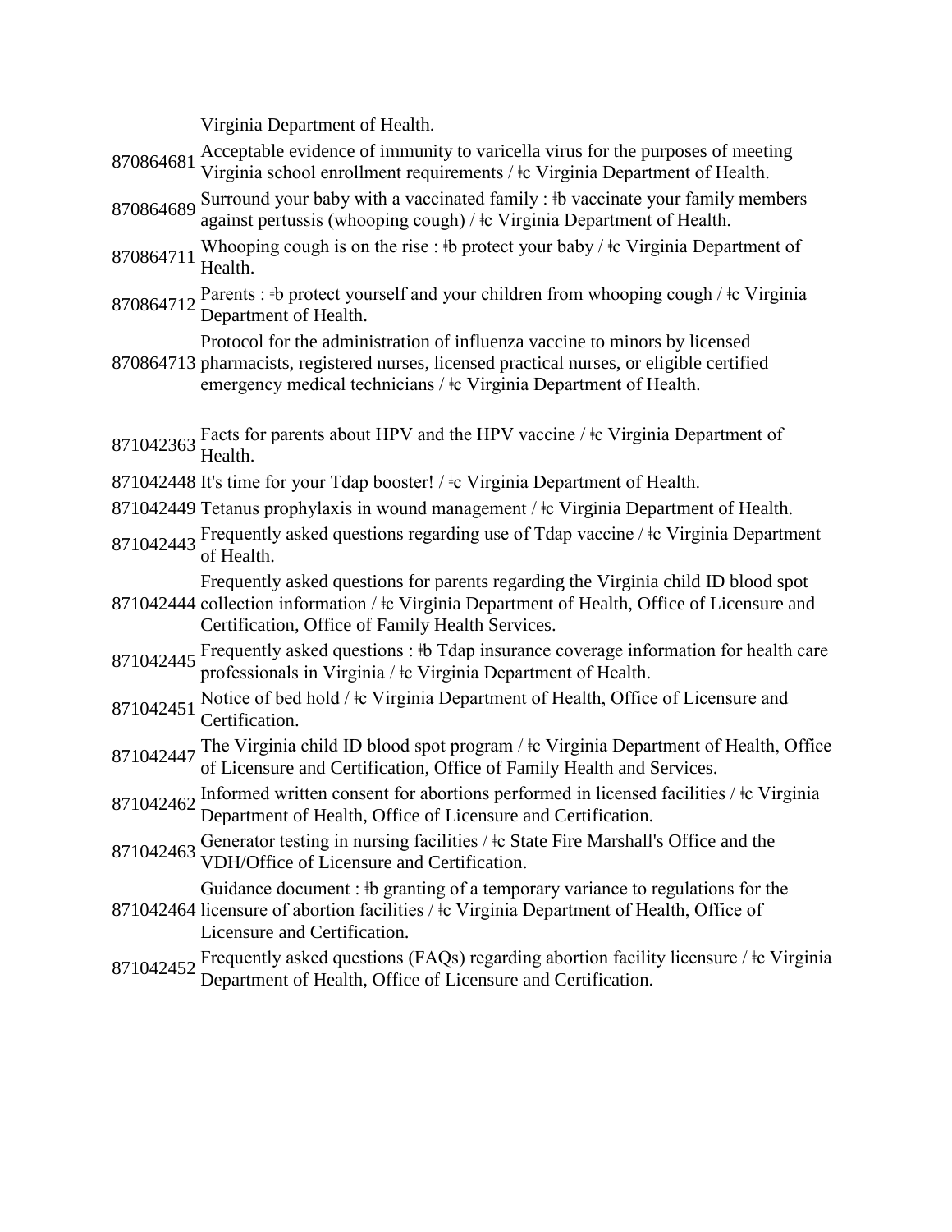Virginia Department of Health.

| | |
|---|---|
| 870864681 | Acceptable evidence of immunity to varicella virus for the purposes of meeting Virginia school enrollment requirements / ǂc Virginia Department of Health. |
| 870864689 | Surround your baby with a vaccinated family : ǂb vaccinate your family members against pertussis (whooping cough) / ǂc Virginia Department of Health. |
| 870864711 | Whooping cough is on the rise : ǂb protect your baby / ǂc Virginia Department of Health. |
| 870864712 | Parents : ǂb protect yourself and your children from whooping cough / ǂc Virginia Department of Health. |
| 870864713 | Protocol for the administration of influenza vaccine to minors by licensed pharmacists, registered nurses, licensed practical nurses, or eligible certified emergency medical technicians / ǂc Virginia Department of Health. |
| 871042363 | Facts for parents about HPV and the HPV vaccine / ǂc Virginia Department of Health. |
| 871042448 | It's time for your Tdap booster! / ǂc Virginia Department of Health. |
| 871042449 | Tetanus prophylaxis in wound management / ǂc Virginia Department of Health. |
| 871042443 | Frequently asked questions regarding use of Tdap vaccine / ǂc Virginia Department of Health. |
| 871042444 | Frequently asked questions for parents regarding the Virginia child ID blood spot collection information / ǂc Virginia Department of Health, Office of Licensure and Certification, Office of Family Health Services. |
| 871042445 | Frequently asked questions : ǂb Tdap insurance coverage information for health care professionals in Virginia / ǂc Virginia Department of Health. |
| 871042451 | Notice of bed hold / ǂc Virginia Department of Health, Office of Licensure and Certification. |
| 871042447 | The Virginia child ID blood spot program / ǂc Virginia Department of Health, Office of Licensure and Certification, Office of Family Health and Services. |
| 871042462 | Informed written consent for abortions performed in licensed facilities / ǂc Virginia Department of Health, Office of Licensure and Certification. |
| 871042463 | Generator testing in nursing facilities / ǂc State Fire Marshall's Office and the VDH/Office of Licensure and Certification. |
| 871042464 | Guidance document : ǂb granting of a temporary variance to regulations for the licensure of abortion facilities / ǂc Virginia Department of Health, Office of Licensure and Certification. |
| 871042452 | Frequently asked questions (FAQs) regarding abortion facility licensure / ǂc Virginia Department of Health, Office of Licensure and Certification. |